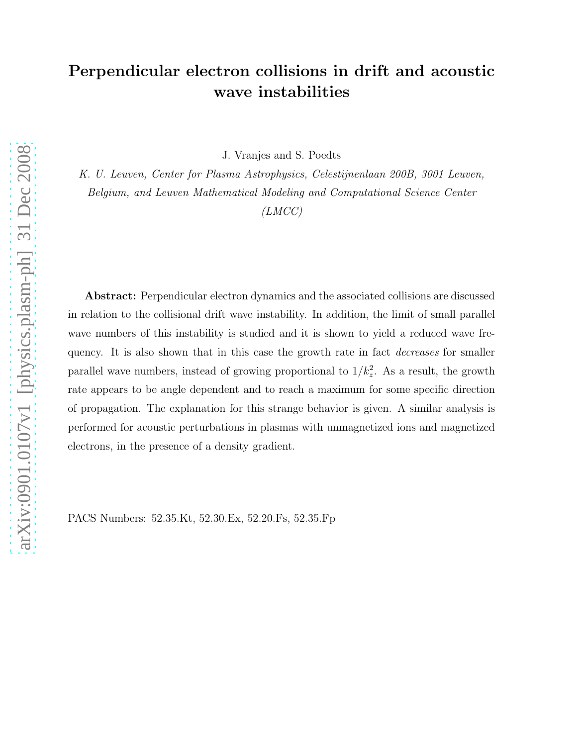# Perpendicular electron collisions in drift and acoustic wave instabilities

J. Vranjes and S. Poedts

*K. U. Leuven, Center for Plasma Astrophysics, Celestijnenlaan 200B, 3001 Leuven, Belgium, and Leuven Mathematical Modeling and Computational Science Center (LMCC)*

**Abstract:** Perpendicular electron dynamics and the associated collisions are discussed in relation to the collisional drift wave instability. In addition, the limit of small parallel wave numbers of this instability is studied and it is shown to yield a reduced wave frequency. It is also shown that in this case the growth rate in fact *decreases* for smaller parallel wave numbers, instead of growing proportional to $1/k_z^2$. As a result, the growth rate appears to be angle dependent and to reach a maximum for some specific direction of propagation. The explanation for this strange behavior is given. A similar analysis is performed for acoustic perturbations in plasmas with unmagnetized ions and magnetized electrons, in the presence of a density gradient.

PACS Numbers: 52.35.Kt, 52.30.Ex, 52.20.Fs, 52.35.Fp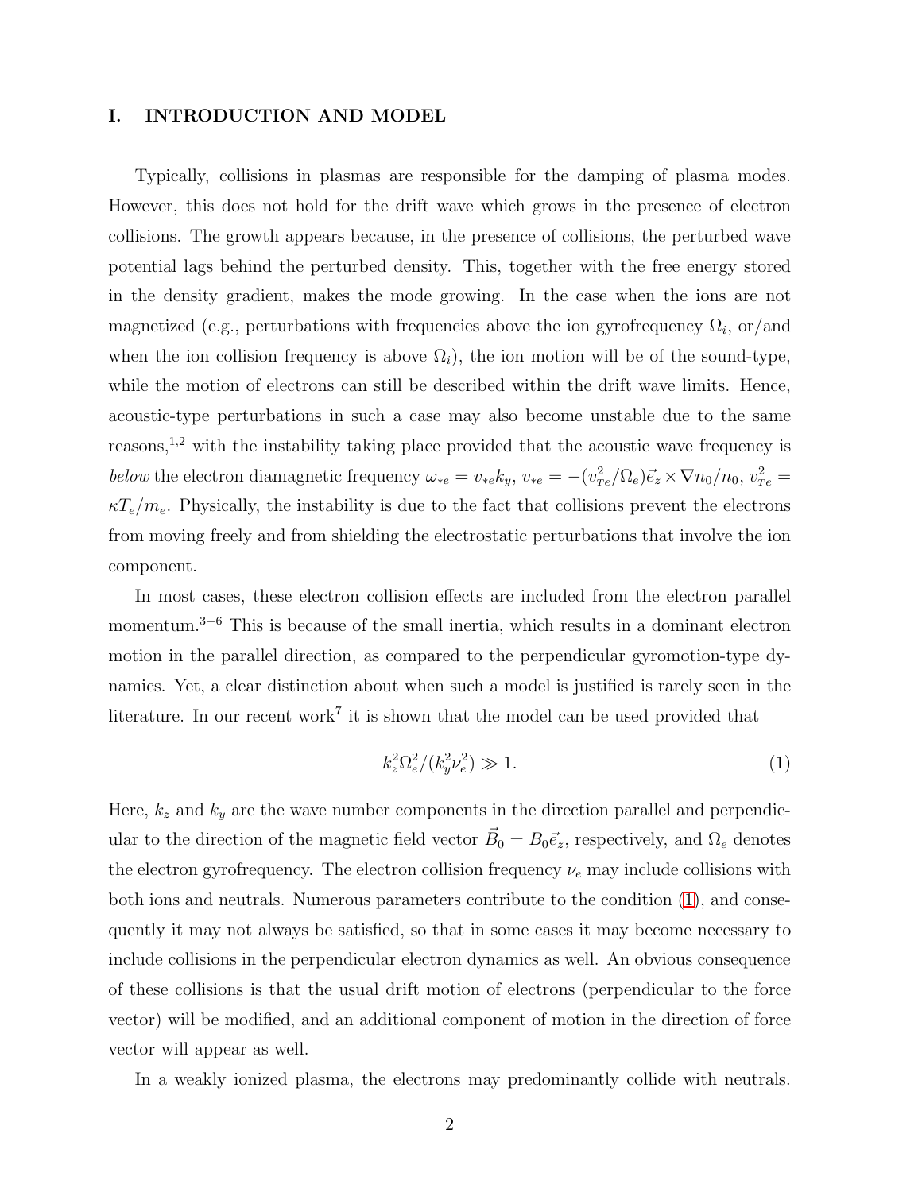## I. INTRODUCTION AND MODEL

Typically, collisions in plasmas are responsible for the damping of plasma modes. However, this does not hold for the drift wave which grows in the presence of electron collisions. The growth appears because, in the presence of collisions, the perturbed wave potential lags behind the perturbed density. This, together with the free energy stored in the density gradient, makes the mode growing. In the case when the ions are not magnetized (e.g., perturbations with frequencies above the ion gyrofrequency $\Omega_i$, or/and when the ion collision frequency is above $\Omega_i$), the ion motion will be of the sound-type, while the motion of electrons can still be described within the drift wave limits. Hence, acoustic-type perturbations in such a case may also become unstable due to the same reasons,[1,2] with the instability taking place provided that the acoustic wave frequency is *below* the electron diamagnetic frequency $\omega_{*e} = v_{*e}k_y$, $v_{*e} = -(v_{Te}^2/\Omega_e)\vec{e}_z \times \nabla n_0/n_0$, $v_{Te}^2 = \kappa T_e/m_e$. Physically, the instability is due to the fact that collisions prevent the electrons from moving freely and from shielding the electrostatic perturbations that involve the ion component.

In most cases, these electron collision effects are included from the electron parallel momentum.[3–6] This is because of the small inertia, which results in a dominant electron motion in the parallel direction, as compared to the perpendicular gyromotion-type dynamics. Yet, a clear distinction about when such a model is justified is rarely seen in the literature. In our recent work[7] it is shown that the model can be used provided that

$$k_z^2\Omega_e^2/(k_y^2\nu_e^2) \gg 1. \qquad (1)$$

Here, $k_z$ and $k_y$ are the wave number components in the direction parallel and perpendicular to the direction of the magnetic field vector $\vec{B}_0 = B_0\vec{e}_z$, respectively, and $\Omega_e$ denotes the electron gyrofrequency. The electron collision frequency $\nu_e$ may include collisions with both ions and neutrals. Numerous parameters contribute to the condition (1), and consequently it may not always be satisfied, so that in some cases it may become necessary to include collisions in the perpendicular electron dynamics as well. An obvious consequence of these collisions is that the usual drift motion of electrons (perpendicular to the force vector) will be modified, and an additional component of motion in the direction of force vector will appear as well.

In a weakly ionized plasma, the electrons may predominantly collide with neutrals.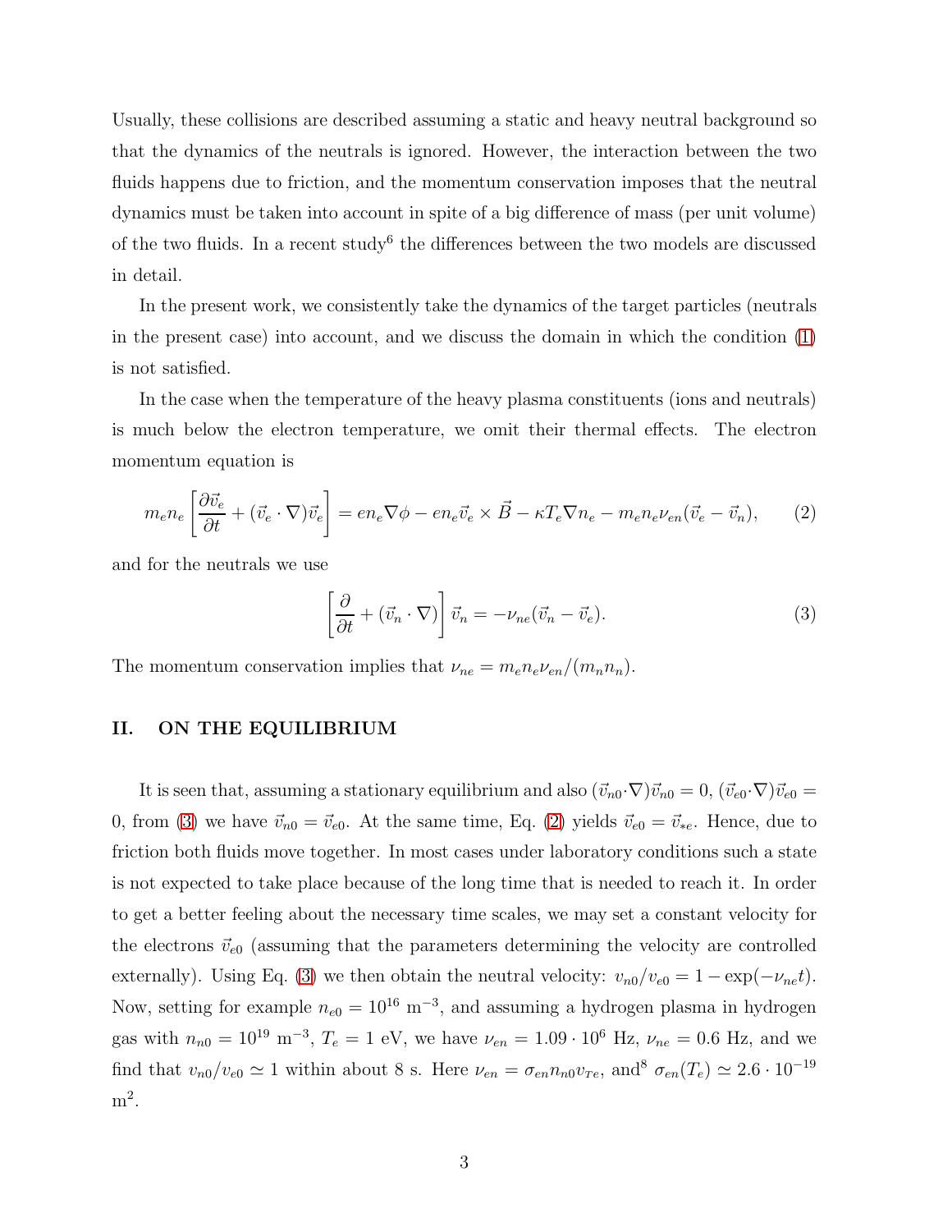Usually, these collisions are described assuming a static and heavy neutral background so that the dynamics of the neutrals is ignored. However, the interaction between the two fluids happens due to friction, and the momentum conservation imposes that the neutral dynamics must be taken into account in spite of a big difference of mass (per unit volume) of the two fluids. In a recent study[6] the differences between the two models are discussed in detail.

In the present work, we consistently take the dynamics of the target particles (neutrals in the present case) into account, and we discuss the domain in which the condition (1) is not satisfied.

In the case when the temperature of the heavy plasma constituents (ions and neutrals) is much below the electron temperature, we omit their thermal effects. The electron momentum equation is

$$m_e n_e \left[ \frac{\partial \vec{v}_e}{\partial t} + (\vec{v}_e \cdot \nabla)\vec{v}_e \right] = e n_e \nabla \phi - e n_e \vec{v}_e \times \vec{B} - \kappa T_e \nabla n_e - m_e n_e \nu_{en}(\vec{v}_e - \vec{v}_n), \tag{2}$$

and for the neutrals we use

$$\left[ \frac{\partial}{\partial t} + (\vec{v}_n \cdot \nabla) \right] \vec{v}_n = -\nu_{ne}(\vec{v}_n - \vec{v}_e). \tag{3}$$

The momentum conservation implies that $\nu_{ne} = m_e n_e \nu_{en}/(m_n n_n)$.

## II. ON THE EQUILIBRIUM

It is seen that, assuming a stationary equilibrium and also $(\vec{v}_{n0} \cdot \nabla)\vec{v}_{n0} = 0$, $(\vec{v}_{e0} \cdot \nabla)\vec{v}_{e0} = 0$, from (3) we have $\vec{v}_{n0} = \vec{v}_{e0}$. At the same time, Eq. (2) yields $\vec{v}_{e0} = \vec{v}_{*e}$. Hence, due to friction both fluids move together. In most cases under laboratory conditions such a state is not expected to take place because of the long time that is needed to reach it. In order to get a better feeling about the necessary time scales, we may set a constant velocity for the electrons $\vec{v}_{e0}$ (assuming that the parameters determining the velocity are controlled externally). Using Eq. (3) we then obtain the neutral velocity: $v_{n0}/v_{e0} = 1 - \exp(-\nu_{ne} t)$. Now, setting for example $n_{e0} = 10^{16}$ m$^{-3}$, and assuming a hydrogen plasma in hydrogen gas with $n_{n0} = 10^{19}$ m$^{-3}$, $T_e = 1$ eV, we have $\nu_{en} = 1.09 \cdot 10^6$ Hz, $\nu_{ne} = 0.6$ Hz, and we find that $v_{n0}/v_{e0} \simeq 1$ within about 8 s. Here $\nu_{en} = \sigma_{en} n_{n0} v_{Te}$, and[8] $\sigma_{en}(T_e) \simeq 2.6 \cdot 10^{-19}$ m$^2$.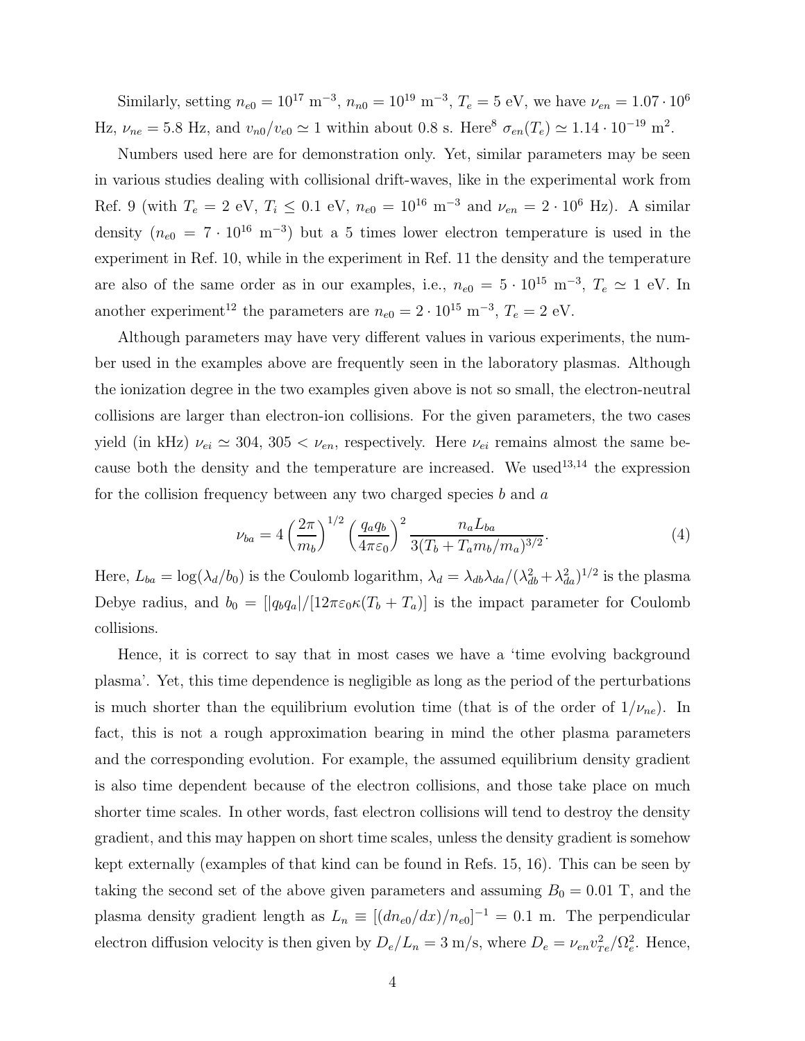Similarly, setting $n_{e0} = 10^{17}$ m$^{-3}$, $n_{n0} = 10^{19}$ m$^{-3}$, $T_e = 5$ eV, we have $\nu_{en} = 1.07 \cdot 10^6$ Hz, $\nu_{ne} = 5.8$ Hz, and $v_{n0}/v_{e0} \simeq 1$ within about 0.8 s. Here[8] $\sigma_{en}(T_e) \simeq 1.14 \cdot 10^{-19}$ m$^2$.

Numbers used here are for demonstration only. Yet, similar parameters may be seen in various studies dealing with collisional drift-waves, like in the experimental work from Ref. 9 (with $T_e = 2$ eV, $T_i \leq 0.1$ eV, $n_{e0} = 10^{16}$ m$^{-3}$ and $\nu_{en} = 2 \cdot 10^6$ Hz). A similar density ($n_{e0} = 7 \cdot 10^{16}$ m$^{-3}$) but a 5 times lower electron temperature is used in the experiment in Ref. 10, while in the experiment in Ref. 11 the density and the temperature are also of the same order as in our examples, i.e., $n_{e0} = 5 \cdot 10^{15}$ m$^{-3}$, $T_e \simeq 1$ eV. In another experiment[12] the parameters are $n_{e0} = 2 \cdot 10^{15}$ m$^{-3}$, $T_e = 2$ eV.

Although parameters may have very different values in various experiments, the number used in the examples above are frequently seen in the laboratory plasmas. Although the ionization degree in the two examples given above is not so small, the electron-neutral collisions are larger than electron-ion collisions. For the given parameters, the two cases yield (in kHz) $\nu_{ei} \simeq 304, 305 < \nu_{en}$, respectively. Here $\nu_{ei}$ remains almost the same because both the density and the temperature are increased. We used[13,14] the expression for the collision frequency between any two charged species $b$ and $a$

$$\nu_{ba} = 4 \left( \frac{2\pi}{m_b} \right)^{1/2} \left( \frac{q_a q_b}{4\pi\varepsilon_0} \right)^2 \frac{n_a L_{ba}}{3(T_b + T_a m_b/m_a)^{3/2}}. \tag{4}$$

Here, $L_{ba} = \log(\lambda_d/b_0)$ is the Coulomb logarithm, $\lambda_d = \lambda_{db}\lambda_{da}/(\lambda_{db}^2 + \lambda_{da}^2)^{1/2}$ is the plasma Debye radius, and $b_0 = [|q_b q_a|/[12\pi\varepsilon_0 \kappa(T_b + T_a)]$ is the impact parameter for Coulomb collisions.

Hence, it is correct to say that in most cases we have a 'time evolving background plasma'. Yet, this time dependence is negligible as long as the period of the perturbations is much shorter than the equilibrium evolution time (that is of the order of $1/\nu_{ne}$). In fact, this is not a rough approximation bearing in mind the other plasma parameters and the corresponding evolution. For example, the assumed equilibrium density gradient is also time dependent because of the electron collisions, and those take place on much shorter time scales. In other words, fast electron collisions will tend to destroy the density gradient, and this may happen on short time scales, unless the density gradient is somehow kept externally (examples of that kind can be found in Refs. 15, 16). This can be seen by taking the second set of the above given parameters and assuming $B_0 = 0.01$ T, and the plasma density gradient length as $L_n \equiv [(dn_{e0}/dx)/n_{e0}]^{-1} = 0.1$ m. The perpendicular electron diffusion velocity is then given by $D_e/L_n = 3$ m/s, where $D_e = \nu_{en} v_{Te}^2/\Omega_e^2$. Hence,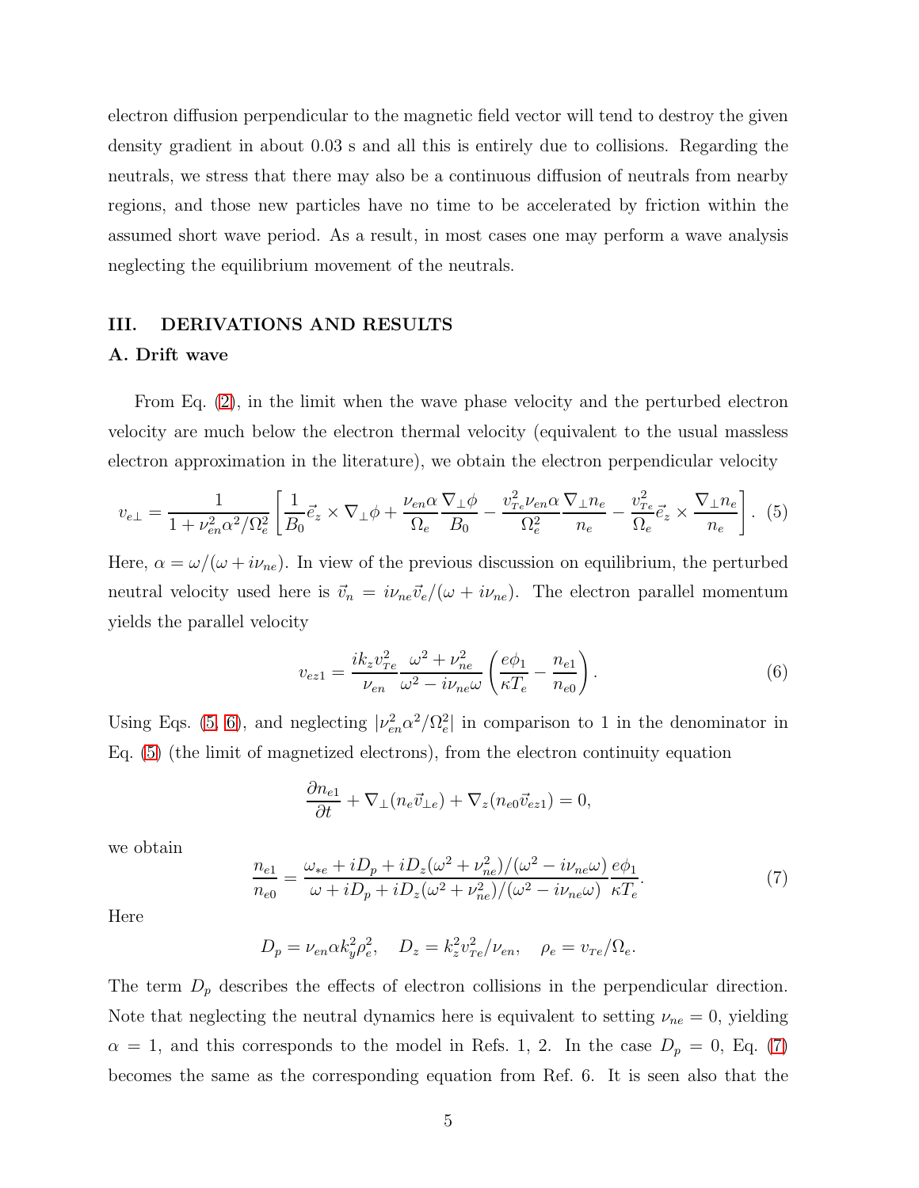electron diffusion perpendicular to the magnetic field vector will tend to destroy the given density gradient in about 0.03 s and all this is entirely due to collisions. Regarding the neutrals, we stress that there may also be a continuous diffusion of neutrals from nearby regions, and those new particles have no time to be accelerated by friction within the assumed short wave period. As a result, in most cases one may perform a wave analysis neglecting the equilibrium movement of the neutrals.

## III. DERIVATIONS AND RESULTS

### A. Drift wave

From Eq. (2), in the limit when the wave phase velocity and the perturbed electron velocity are much below the electron thermal velocity (equivalent to the usual massless electron approximation in the literature), we obtain the electron perpendicular velocity

$$v_{e\perp} = \frac{1}{1+\nu_{en}^2\alpha^2/\Omega_e^2}\left[\frac{1}{B_0}\vec{e}_z\times\nabla_\perp\phi + \frac{\nu_{en}\alpha}{\Omega_e}\frac{\nabla_\perp\phi}{B_0} - \frac{v_{Te}^2\nu_{en}\alpha}{\Omega_e^2}\frac{\nabla_\perp n_e}{n_e} - \frac{v_{Te}^2}{\Omega_e}\vec{e}_z\times\frac{\nabla_\perp n_e}{n_e}\right]. \quad (5)$$

Here, $\alpha = \omega/(\omega+i\nu_{ne})$. In view of the previous discussion on equilibrium, the perturbed neutral velocity used here is $\vec{v}_n = i\nu_{ne}\vec{v}_e/(\omega+i\nu_{ne})$. The electron parallel momentum yields the parallel velocity

$$v_{ez1} = \frac{ik_z v_{Te}^2}{\nu_{en}}\frac{\omega^2+\nu_{ne}^2}{\omega^2-i\nu_{ne}\omega}\left(\frac{e\phi_1}{\kappa T_e}-\frac{n_{e1}}{n_{e0}}\right). \quad (6)$$

Using Eqs. (5, 6), and neglecting $|\nu_{en}^2\alpha^2/\Omega_e^2|$ in comparison to 1 in the denominator in Eq. (5) (the limit of magnetized electrons), from the electron continuity equation

$$\frac{\partial n_{e1}}{\partial t} + \nabla_\perp(n_e\vec{v}_{\perp e}) + \nabla_z(n_{e0}\vec{v}_{ez1}) = 0,$$

we obtain

$$\frac{n_{e1}}{n_{e0}} = \frac{\omega_{*e} + iD_p + iD_z(\omega^2+\nu_{ne}^2)/(\omega^2-i\nu_{ne}\omega)}{\omega + iD_p + iD_z(\omega^2+\nu_{ne}^2)/(\omega^2-i\nu_{ne}\omega)}\frac{e\phi_1}{\kappa T_e}. \quad (7)$$

Here

$$D_p = \nu_{en}\alpha k_y^2\rho_e^2, \quad D_z = k_z^2 v_{Te}^2/\nu_{en}, \quad \rho_e = v_{Te}/\Omega_e.$$

The term $D_p$ describes the effects of electron collisions in the perpendicular direction. Note that neglecting the neutral dynamics here is equivalent to setting $\nu_{ne} = 0$, yielding $\alpha = 1$, and this corresponds to the model in Refs. 1, 2. In the case $D_p = 0$, Eq. (7) becomes the same as the corresponding equation from Ref. 6. It is seen also that the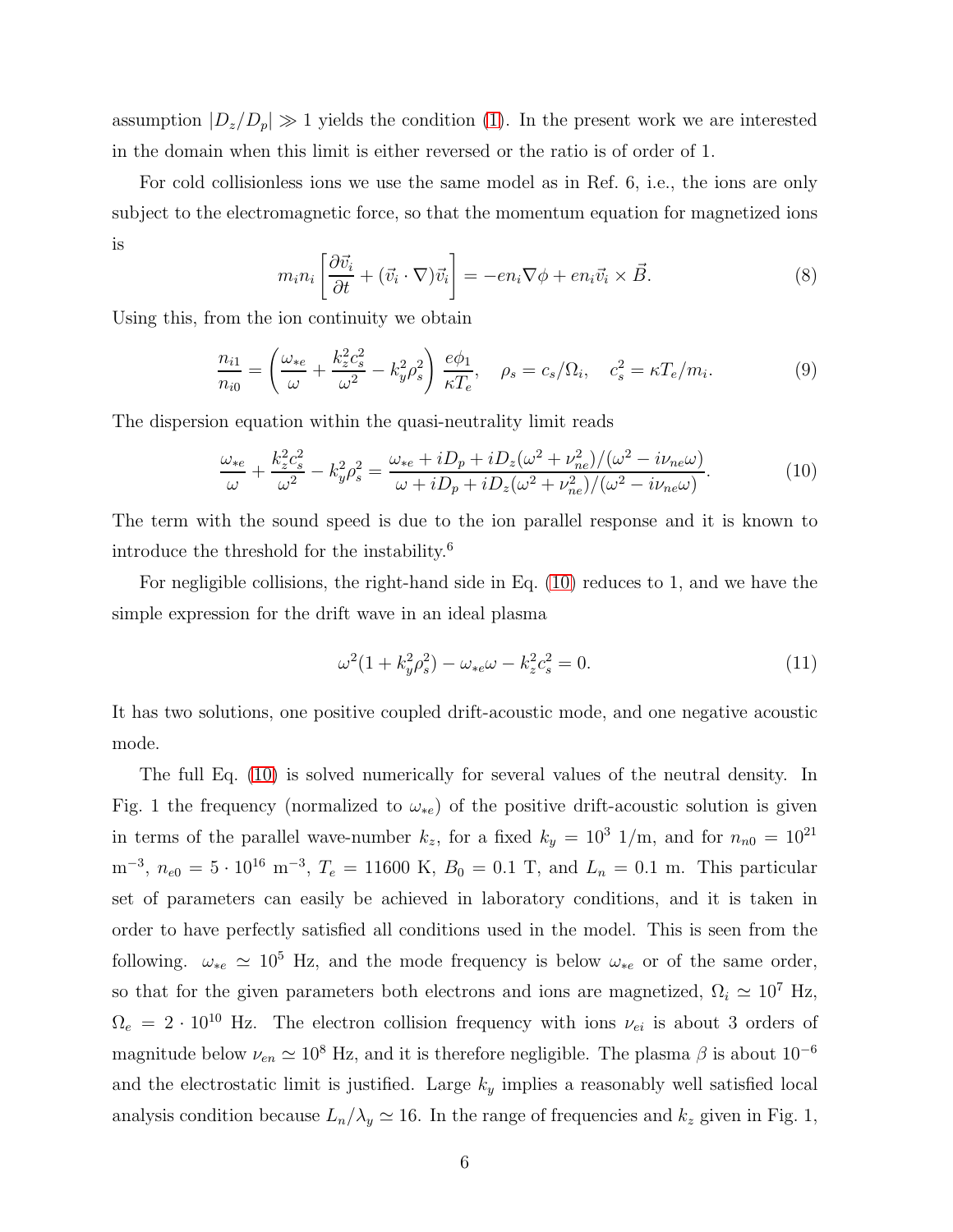assumption $|D_z/D_p| \gg 1$ yields the condition (1). In the present work we are interested in the domain when this limit is either reversed or the ratio is of order of 1.

For cold collisionless ions we use the same model as in Ref. 6, i.e., the ions are only subject to the electromagnetic force, so that the momentum equation for magnetized ions is

$$m_i n_i \left[\frac{\partial \vec{v}_i}{\partial t} + (\vec{v}_i \cdot \nabla)\vec{v}_i\right] = -en_i \nabla\phi + en_i \vec{v}_i \times \vec{B}. \tag{8}$$

Using this, from the ion continuity we obtain

$$\frac{n_{i1}}{n_{i0}} = \left(\frac{\omega_{*e}}{\omega} + \frac{k_z^2 c_s^2}{\omega^2} - k_y^2 \rho_s^2\right) \frac{e\phi_1}{\kappa T_e}, \quad \rho_s = c_s/\Omega_i, \quad c_s^2 = \kappa T_e/m_i. \tag{9}$$

The dispersion equation within the quasi-neutrality limit reads

$$\frac{\omega_{*e}}{\omega} + \frac{k_z^2 c_s^2}{\omega^2} - k_y^2 \rho_s^2 = \frac{\omega_{*e} + iD_p + iD_z(\omega^2 + \nu_{ne}^2)/(\omega^2 - i\nu_{ne}\omega)}{\omega + iD_p + iD_z(\omega^2 + \nu_{ne}^2)/(\omega^2 - i\nu_{ne}\omega)}. \tag{10}$$

The term with the sound speed is due to the ion parallel response and it is known to introduce the threshold for the instability.[6]

For negligible collisions, the right-hand side in Eq. (10) reduces to 1, and we have the simple expression for the drift wave in an ideal plasma

$$\omega^2(1 + k_y^2 \rho_s^2) - \omega_{*e}\omega - k_z^2 c_s^2 = 0. \tag{11}$$

It has two solutions, one positive coupled drift-acoustic mode, and one negative acoustic mode.

The full Eq. (10) is solved numerically for several values of the neutral density. In Fig. 1 the frequency (normalized to $\omega_{*e}$) of the positive drift-acoustic solution is given in terms of the parallel wave-number $k_z$, for a fixed $k_y = 10^3$ 1/m, and for $n_{n0} = 10^{21}$ m$^{-3}$, $n_{e0} = 5 \cdot 10^{16}$ m$^{-3}$, $T_e = 11600$ K, $B_0 = 0.1$ T, and $L_n = 0.1$ m. This particular set of parameters can easily be achieved in laboratory conditions, and it is taken in order to have perfectly satisfied all conditions used in the model. This is seen from the following. $\omega_{*e} \simeq 10^5$ Hz, and the mode frequency is below $\omega_{*e}$ or of the same order, so that for the given parameters both electrons and ions are magnetized, $\Omega_i \simeq 10^7$ Hz, $\Omega_e = 2 \cdot 10^{10}$ Hz. The electron collision frequency with ions $\nu_{ei}$ is about 3 orders of magnitude below $\nu_{en} \simeq 10^8$ Hz, and it is therefore negligible. The plasma $\beta$ is about $10^{-6}$ and the electrostatic limit is justified. Large $k_y$ implies a reasonably well satisfied local analysis condition because $L_n/\lambda_y \simeq 16$. In the range of frequencies and $k_z$ given in Fig. 1,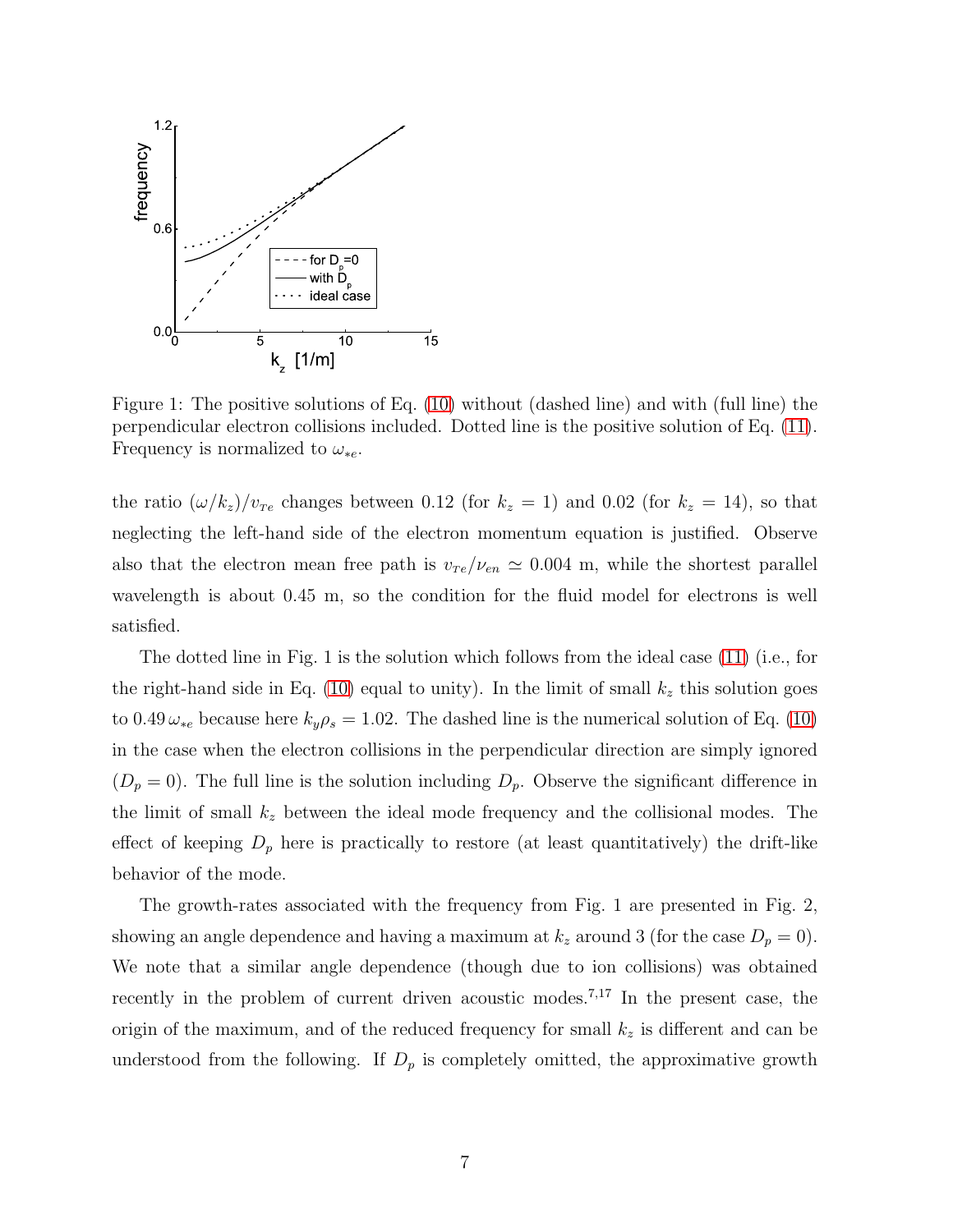Figure 1: The positive solutions of Eq. (10) without (dashed line) and with (full line) the perpendicular electron collisions included. Dotted line is the positive solution of Eq. (11). Frequency is normalized to $\omega_{*e}$.

the ratio $(\omega/k_z)/v_{Te}$ changes between 0.12 (for $k_z = 1$) and 0.02 (for $k_z = 14$), so that neglecting the left-hand side of the electron momentum equation is justified. Observe also that the electron mean free path is $v_{Te}/\nu_{en} \simeq 0.004$ m, while the shortest parallel wavelength is about 0.45 m, so the condition for the fluid model for electrons is well satisfied.

The dotted line in Fig. 1 is the solution which follows from the ideal case (11) (i.e., for the right-hand side in Eq. (10) equal to unity). In the limit of small $k_z$ this solution goes to $0.49\,\omega_{*e}$ because here $k_y\rho_s = 1.02$. The dashed line is the numerical solution of Eq. (10) in the case when the electron collisions in the perpendicular direction are simply ignored ($D_p = 0$). The full line is the solution including $D_p$. Observe the significant difference in the limit of small $k_z$ between the ideal mode frequency and the collisional modes. The effect of keeping $D_p$ here is practically to restore (at least quantitatively) the drift-like behavior of the mode.

The growth-rates associated with the frequency from Fig. 1 are presented in Fig. 2, showing an angle dependence and having a maximum at $k_z$ around 3 (for the case $D_p = 0$). We note that a similar angle dependence (though due to ion collisions) was obtained recently in the problem of current driven acoustic modes.[7,17] In the present case, the origin of the maximum, and of the reduced frequency for small $k_z$ is different and can be understood from the following. If $D_p$ is completely omitted, the approximative growth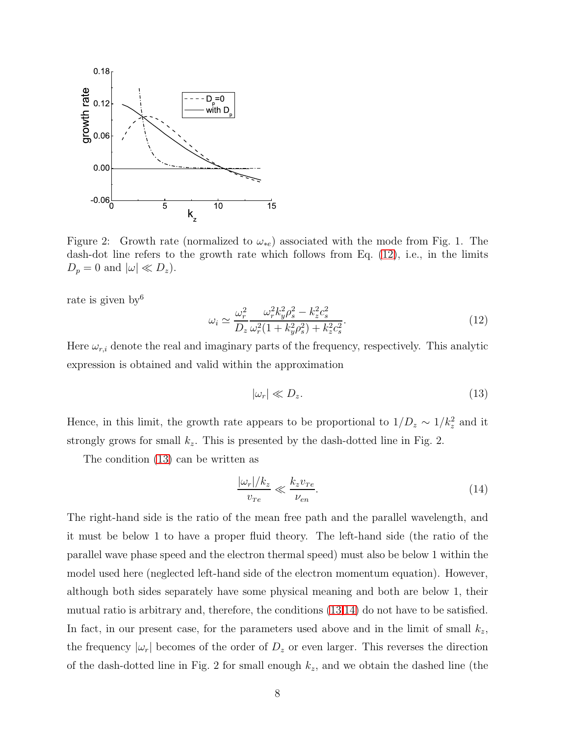Figure 2: Growth rate (normalized to $\omega_{*e}$) associated with the mode from Fig. 1. The dash-dot line refers to the growth rate which follows from Eq. (12), i.e., in the limits $D_p = 0$ and $|\omega| \ll D_z$).

rate is given by[6]

$$\omega_i \simeq \frac{\omega_r^2}{D_z} \frac{\omega_r^2 k_y^2 \rho_s^2 - k_z^2 c_s^2}{\omega_r^2 (1 + k_y^2 \rho_s^2) + k_z^2 c_s^2}. \tag{12}$$

Here $\omega_{r,i}$ denote the real and imaginary parts of the frequency, respectively. This analytic expression is obtained and valid within the approximation

$$|\omega_r| \ll D_z. \tag{13}$$

Hence, in this limit, the growth rate appears to be proportional to $1/D_z \sim 1/k_z^2$ and it strongly grows for small $k_z$. This is presented by the dash-dotted line in Fig. 2.

The condition (13) can be written as

$$\frac{|\omega_r|/k_z}{v_{Te}} \ll \frac{k_z v_{Te}}{\nu_{en}}. \tag{14}$$

The right-hand side is the ratio of the mean free path and the parallel wavelength, and it must be below 1 to have a proper fluid theory. The left-hand side (the ratio of the parallel wave phase speed and the electron thermal speed) must also be below 1 within the model used here (neglected left-hand side of the electron momentum equation). However, although both sides separately have some physical meaning and both are below 1, their mutual ratio is arbitrary and, therefore, the conditions (13,14) do not have to be satisfied. In fact, in our present case, for the parameters used above and in the limit of small $k_z$, the frequency $|\omega_r|$ becomes of the order of $D_z$ or even larger. This reverses the direction of the dash-dotted line in Fig. 2 for small enough $k_z$, and we obtain the dashed line (the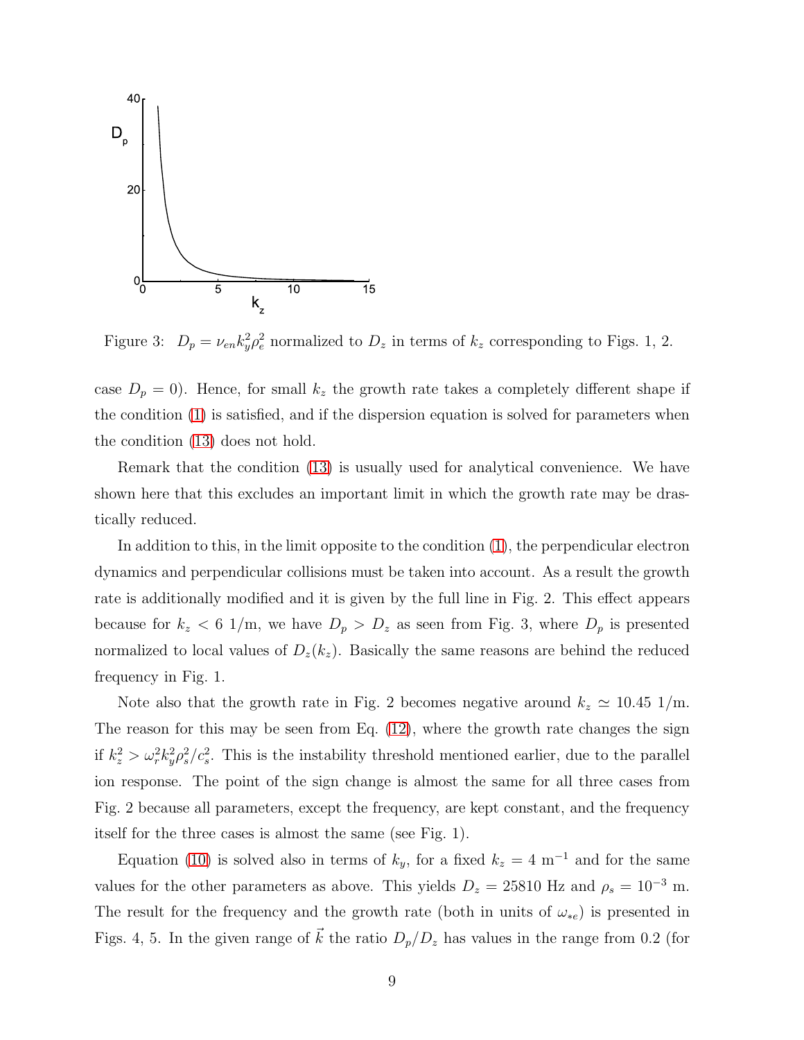Figure 3: $D_p = \nu_{en} k_y^2 \rho_e^2$ normalized to $D_z$ in terms of $k_z$ corresponding to Figs. 1, 2.

case $D_p = 0$). Hence, for small $k_z$ the growth rate takes a completely different shape if the condition (1) is satisfied, and if the dispersion equation is solved for parameters when the condition (13) does not hold.

Remark that the condition (13) is usually used for analytical convenience. We have shown here that this excludes an important limit in which the growth rate may be drastically reduced.

In addition to this, in the limit opposite to the condition (1), the perpendicular electron dynamics and perpendicular collisions must be taken into account. As a result the growth rate is additionally modified and it is given by the full line in Fig. 2. This effect appears because for $k_z < 6$ 1/m, we have $D_p > D_z$ as seen from Fig. 3, where $D_p$ is presented normalized to local values of $D_z(k_z)$. Basically the same reasons are behind the reduced frequency in Fig. 1.

Note also that the growth rate in Fig. 2 becomes negative around $k_z \simeq 10.45$ 1/m. The reason for this may be seen from Eq. (12), where the growth rate changes the sign if $k_z^2 > \omega_r^2 k_y^2 \rho_s^2 / c_s^2$. This is the instability threshold mentioned earlier, due to the parallel ion response. The point of the sign change is almost the same for all three cases from Fig. 2 because all parameters, except the frequency, are kept constant, and the frequency itself for the three cases is almost the same (see Fig. 1).

Equation (10) is solved also in terms of $k_y$, for a fixed $k_z = 4$ m$^{-1}$ and for the same values for the other parameters as above. This yields $D_z = 25810$ Hz and $\rho_s = 10^{-3}$ m. The result for the frequency and the growth rate (both in units of $\omega_{*e}$) is presented in Figs. 4, 5. In the given range of $\vec{k}$ the ratio $D_p/D_z$ has values in the range from 0.2 (for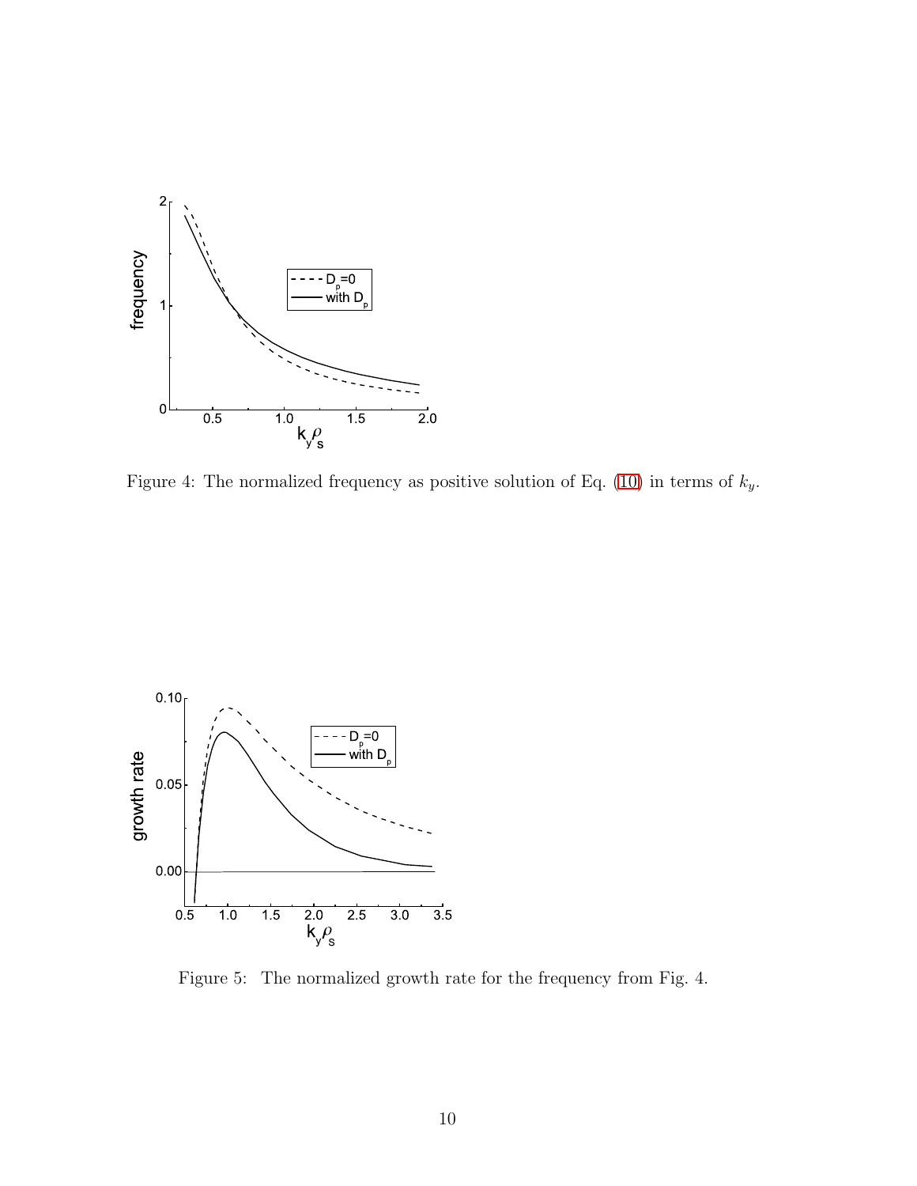Figure 4: The normalized frequency as positive solution of Eq. (10) in terms of $k_y$.

Figure 5: The normalized growth rate for the frequency from Fig. 4.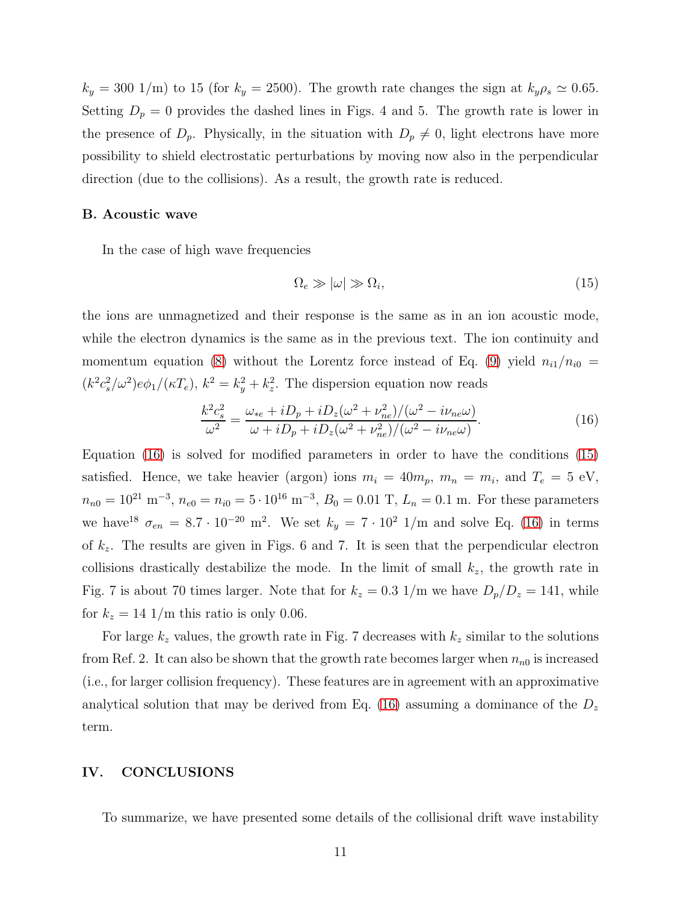$k_y = 300$ 1/m) to 15 (for $k_y = 2500$). The growth rate changes the sign at $k_y \rho_s \simeq 0.65$. Setting $D_p = 0$ provides the dashed lines in Figs. 4 and 5. The growth rate is lower in the presence of $D_p$. Physically, in the situation with $D_p \neq 0$, light electrons have more possibility to shield electrostatic perturbations by moving now also in the perpendicular direction (due to the collisions). As a result, the growth rate is reduced.

### B. Acoustic wave

In the case of high wave frequencies

$$\Omega_e \gg |\omega| \gg \Omega_i, \tag{15}$$

the ions are unmagnetized and their response is the same as in an ion acoustic mode, while the electron dynamics is the same as in the previous text. The ion continuity and momentum equation (8) without the Lorentz force instead of Eq. (9) yield $n_{i1}/n_{i0} = (k^2 c_s^2/\omega^2) e\phi_1/(\kappa T_e)$, $k^2 = k_y^2 + k_z^2$. The dispersion equation now reads

$$\frac{k^2 c_s^2}{\omega^2} = \frac{\omega_{*e} + iD_p + iD_z(\omega^2 + \nu_{ne}^2)/(\omega^2 - i\nu_{ne}\omega)}{\omega + iD_p + iD_z(\omega^2 + \nu_{ne}^2)/(\omega^2 - i\nu_{ne}\omega)}. \tag{16}$$

Equation (16) is solved for modified parameters in order to have the conditions (15) satisfied. Hence, we take heavier (argon) ions $m_i = 40 m_p$, $m_n = m_i$, and $T_e = 5$ eV, $n_{n0} = 10^{21}$ m$^{-3}$, $n_{e0} = n_{i0} = 5 \cdot 10^{16}$ m$^{-3}$, $B_0 = 0.01$ T, $L_n = 0.1$ m. For these parameters we have[18] $\sigma_{en} = 8.7 \cdot 10^{-20}$ m$^2$. We set $k_y = 7 \cdot 10^2$ 1/m and solve Eq. (16) in terms of $k_z$. The results are given in Figs. 6 and 7. It is seen that the perpendicular electron collisions drastically destabilize the mode. In the limit of small $k_z$, the growth rate in Fig. 7 is about 70 times larger. Note that for $k_z = 0.3$ 1/m we have $D_p/D_z = 141$, while for $k_z = 14$ 1/m this ratio is only 0.06.

For large $k_z$ values, the growth rate in Fig. 7 decreases with $k_z$ similar to the solutions from Ref. 2. It can also be shown that the growth rate becomes larger when $n_{n0}$ is increased (i.e., for larger collision frequency). These features are in agreement with an approximative analytical solution that may be derived from Eq. (16) assuming a dominance of the $D_z$ term.

## IV. CONCLUSIONS

To summarize, we have presented some details of the collisional drift wave instability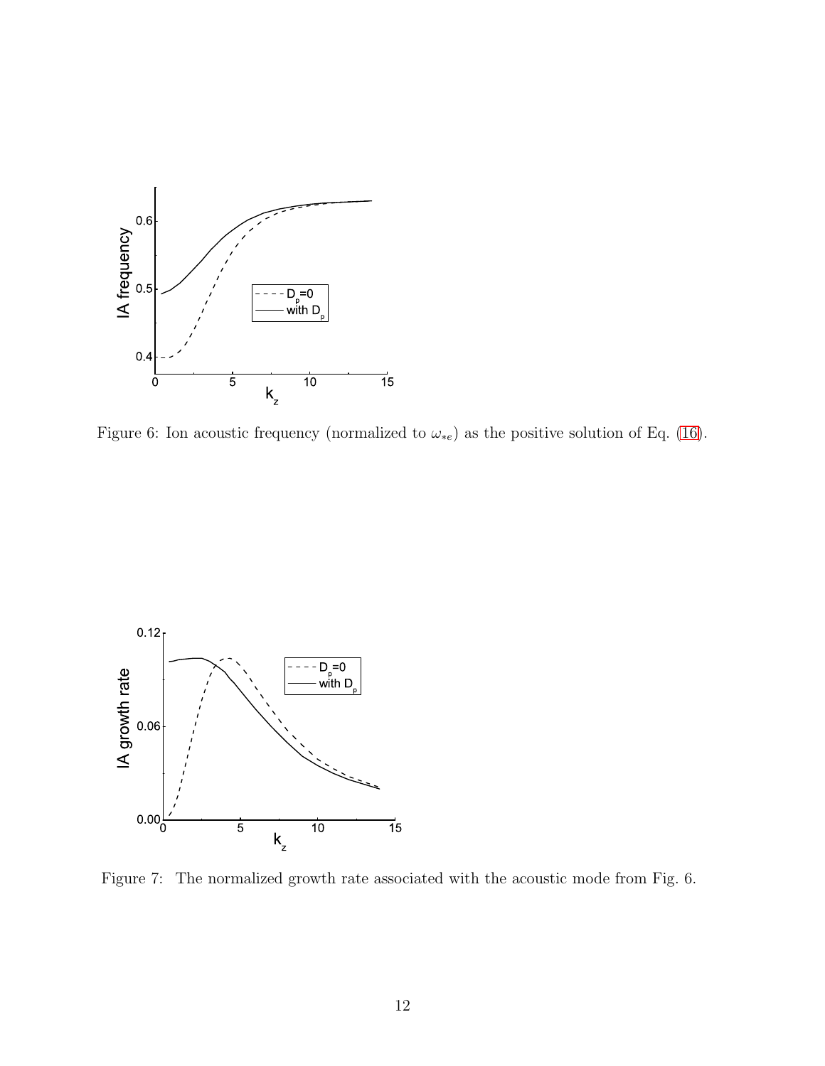Figure 6: Ion acoustic frequency (normalized to $\omega_{*e}$) as the positive solution of Eq. (16).

Figure 7: The normalized growth rate associated with the acoustic mode from Fig. 6.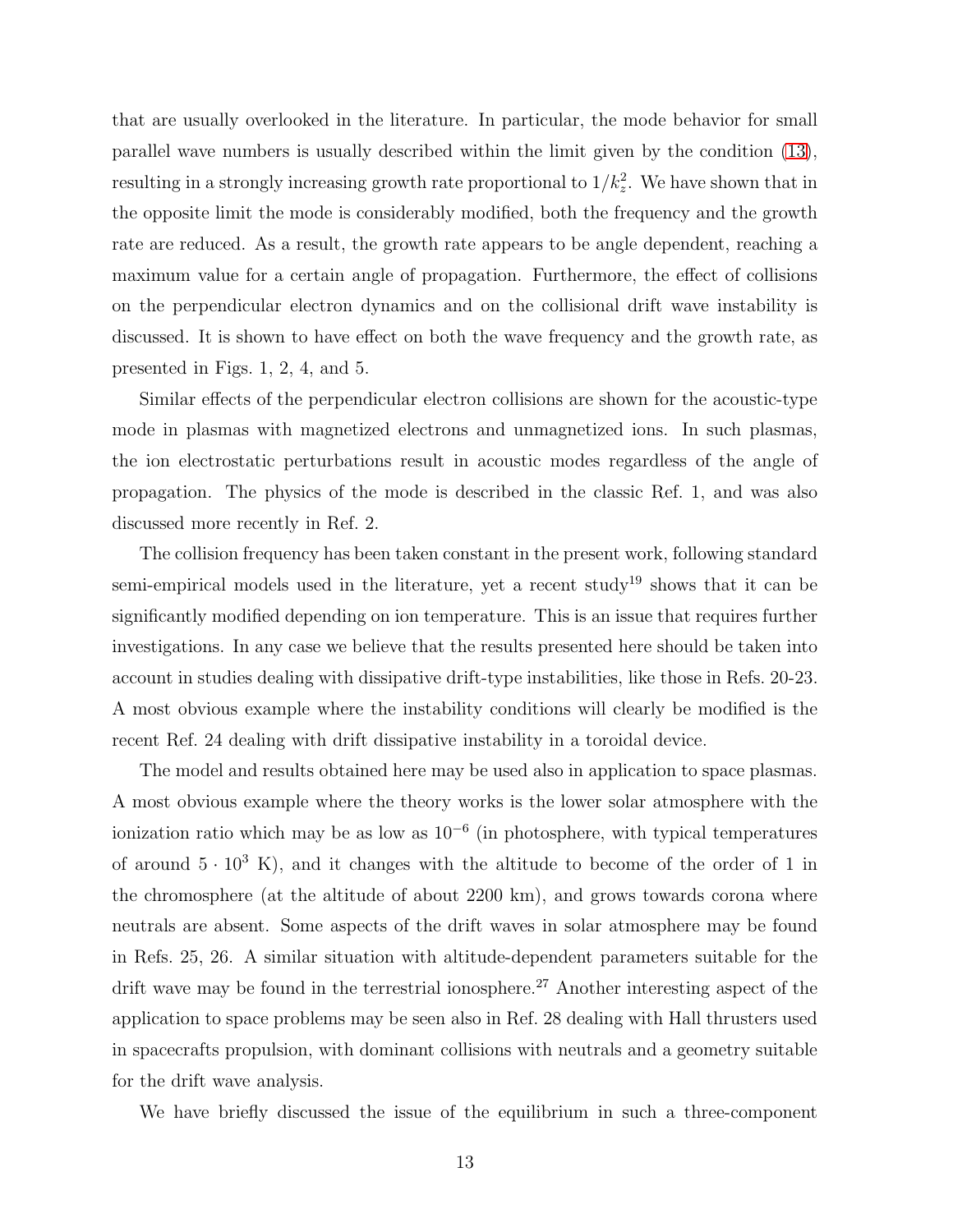that are usually overlooked in the literature. In particular, the mode behavior for small parallel wave numbers is usually described within the limit given by the condition (13), resulting in a strongly increasing growth rate proportional to $1/k_z^2$. We have shown that in the opposite limit the mode is considerably modified, both the frequency and the growth rate are reduced. As a result, the growth rate appears to be angle dependent, reaching a maximum value for a certain angle of propagation. Furthermore, the effect of collisions on the perpendicular electron dynamics and on the collisional drift wave instability is discussed. It is shown to have effect on both the wave frequency and the growth rate, as presented in Figs. 1, 2, 4, and 5.

Similar effects of the perpendicular electron collisions are shown for the acoustic-type mode in plasmas with magnetized electrons and unmagnetized ions. In such plasmas, the ion electrostatic perturbations result in acoustic modes regardless of the angle of propagation. The physics of the mode is described in the classic Ref. 1, and was also discussed more recently in Ref. 2.

The collision frequency has been taken constant in the present work, following standard semi-empirical models used in the literature, yet a recent study[19] shows that it can be significantly modified depending on ion temperature. This is an issue that requires further investigations. In any case we believe that the results presented here should be taken into account in studies dealing with dissipative drift-type instabilities, like those in Refs. 20-23. A most obvious example where the instability conditions will clearly be modified is the recent Ref. 24 dealing with drift dissipative instability in a toroidal device.

The model and results obtained here may be used also in application to space plasmas. A most obvious example where the theory works is the lower solar atmosphere with the ionization ratio which may be as low as $10^{-6}$ (in photosphere, with typical temperatures of around $5 \cdot 10^3$ K), and it changes with the altitude to become of the order of 1 in the chromosphere (at the altitude of about 2200 km), and grows towards corona where neutrals are absent. Some aspects of the drift waves in solar atmosphere may be found in Refs. 25, 26. A similar situation with altitude-dependent parameters suitable for the drift wave may be found in the terrestrial ionosphere.[27] Another interesting aspect of the application to space problems may be seen also in Ref. 28 dealing with Hall thrusters used in spacecrafts propulsion, with dominant collisions with neutrals and a geometry suitable for the drift wave analysis.

We have briefly discussed the issue of the equilibrium in such a three-component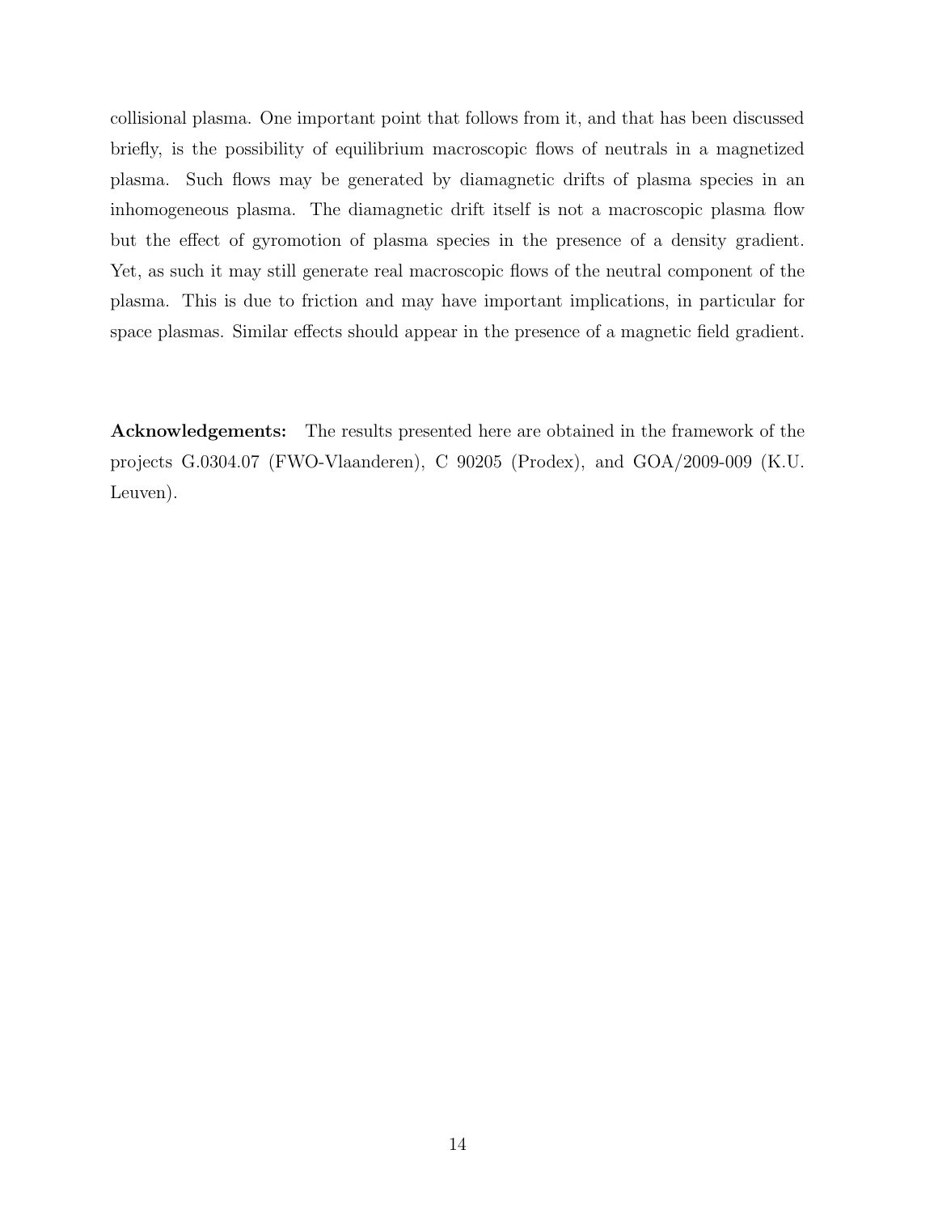collisional plasma. One important point that follows from it, and that has been discussed briefly, is the possibility of equilibrium macroscopic flows of neutrals in a magnetized plasma. Such flows may be generated by diamagnetic drifts of plasma species in an inhomogeneous plasma. The diamagnetic drift itself is not a macroscopic plasma flow but the effect of gyromotion of plasma species in the presence of a density gradient. Yet, as such it may still generate real macroscopic flows of the neutral component of the plasma. This is due to friction and may have important implications, in particular for space plasmas. Similar effects should appear in the presence of a magnetic field gradient.

**Acknowledgements:** The results presented here are obtained in the framework of the projects G.0304.07 (FWO-Vlaanderen), C 90205 (Prodex), and GOA/2009-009 (K.U. Leuven).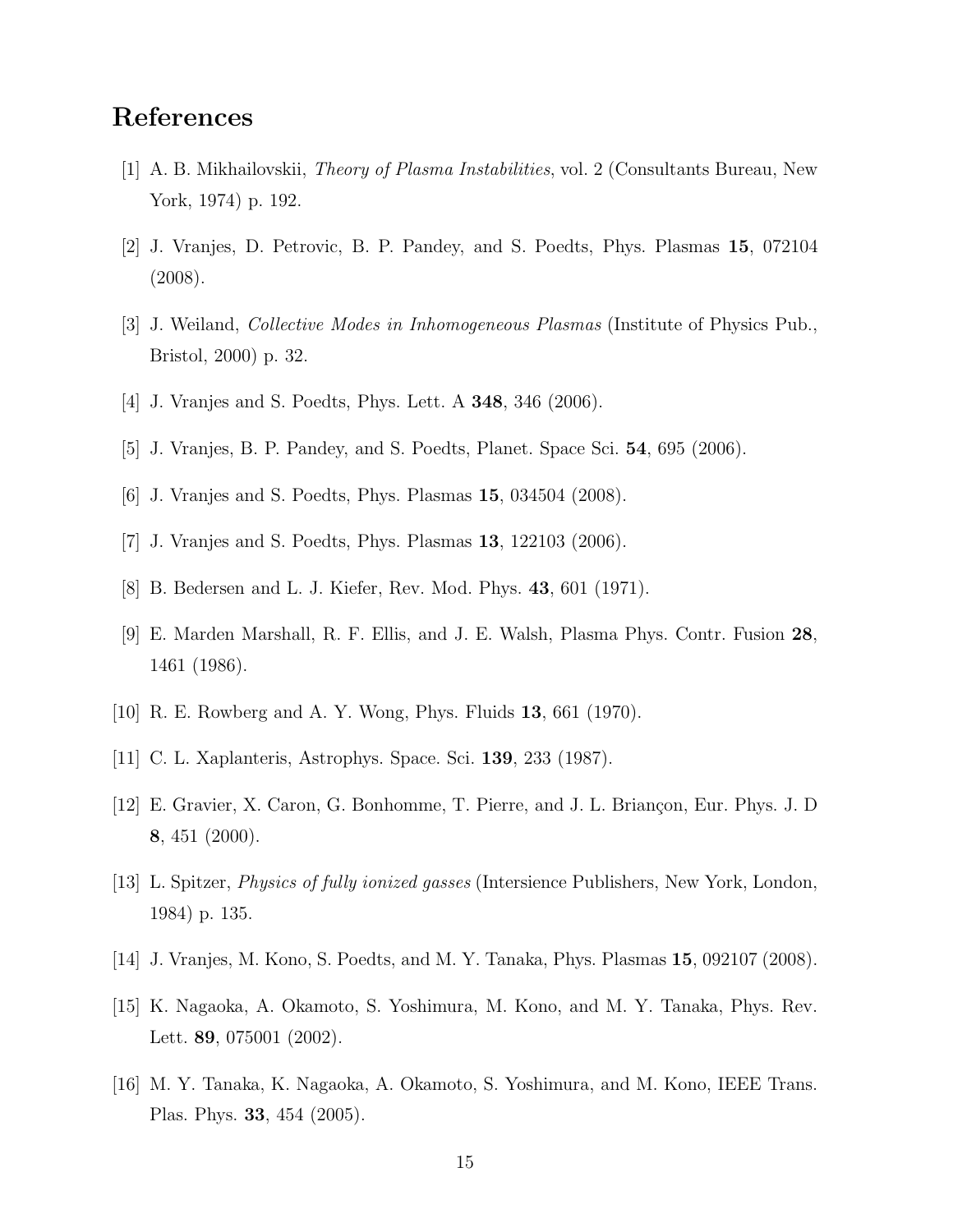# References

[1] A. B. Mikhailovskii, *Theory of Plasma Instabilities*, vol. 2 (Consultants Bureau, New York, 1974) p. 192.

[2] J. Vranjes, D. Petrovic, B. P. Pandey, and S. Poedts, Phys. Plasmas **15**, 072104 (2008).

[3] J. Weiland, *Collective Modes in Inhomogeneous Plasmas* (Institute of Physics Pub., Bristol, 2000) p. 32.

[4] J. Vranjes and S. Poedts, Phys. Lett. A **348**, 346 (2006).

[5] J. Vranjes, B. P. Pandey, and S. Poedts, Planet. Space Sci. **54**, 695 (2006).

[6] J. Vranjes and S. Poedts, Phys. Plasmas **15**, 034504 (2008).

[7] J. Vranjes and S. Poedts, Phys. Plasmas **13**, 122103 (2006).

[8] B. Bedersen and L. J. Kiefer, Rev. Mod. Phys. **43**, 601 (1971).

[9] E. Marden Marshall, R. F. Ellis, and J. E. Walsh, Plasma Phys. Contr. Fusion **28**, 1461 (1986).

[10] R. E. Rowberg and A. Y. Wong, Phys. Fluids **13**, 661 (1970).

[11] C. L. Xaplanteris, Astrophys. Space. Sci. **139**, 233 (1987).

[12] E. Gravier, X. Caron, G. Bonhomme, T. Pierre, and J. L. Briançon, Eur. Phys. J. D **8**, 451 (2000).

[13] L. Spitzer, *Physics of fully ionized gasses* (Intersience Publishers, New York, London, 1984) p. 135.

[14] J. Vranjes, M. Kono, S. Poedts, and M. Y. Tanaka, Phys. Plasmas **15**, 092107 (2008).

[15] K. Nagaoka, A. Okamoto, S. Yoshimura, M. Kono, and M. Y. Tanaka, Phys. Rev. Lett. **89**, 075001 (2002).

[16] M. Y. Tanaka, K. Nagaoka, A. Okamoto, S. Yoshimura, and M. Kono, IEEE Trans. Plas. Phys. **33**, 454 (2005).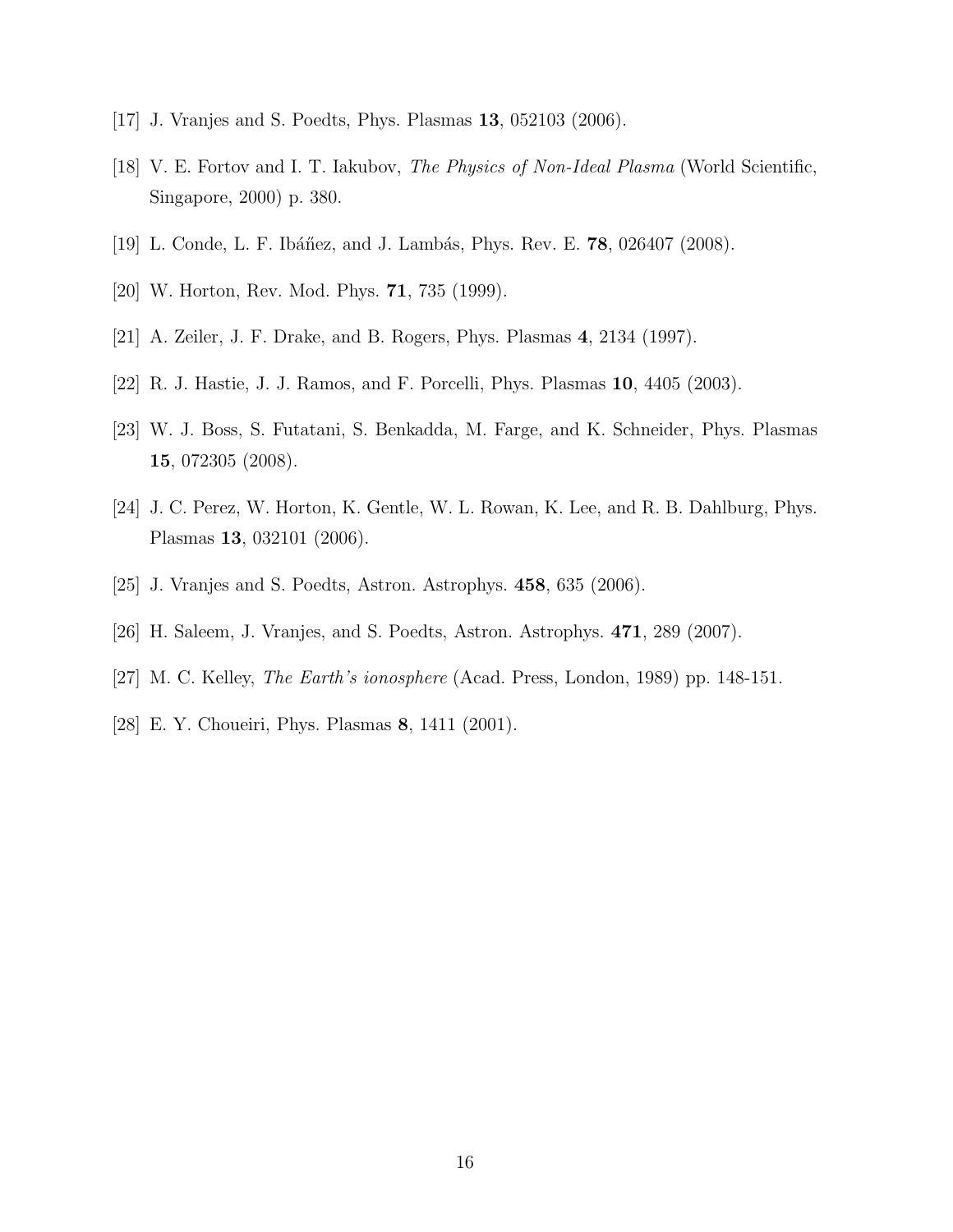[17] J. Vranjes and S. Poedts, Phys. Plasmas **13**, 052103 (2006).

[18] V. E. Fortov and I. T. Iakubov, *The Physics of Non-Ideal Plasma* (World Scientific, Singapore, 2000) p. 380.

[19] L. Conde, L. F. Ibáñez, and J. Lambás, Phys. Rev. E. **78**, 026407 (2008).

[20] W. Horton, Rev. Mod. Phys. **71**, 735 (1999).

[21] A. Zeiler, J. F. Drake, and B. Rogers, Phys. Plasmas **4**, 2134 (1997).

[22] R. J. Hastie, J. J. Ramos, and F. Porcelli, Phys. Plasmas **10**, 4405 (2003).

[23] W. J. Boss, S. Futatani, S. Benkadda, M. Farge, and K. Schneider, Phys. Plasmas **15**, 072305 (2008).

[24] J. C. Perez, W. Horton, K. Gentle, W. L. Rowan, K. Lee, and R. B. Dahlburg, Phys. Plasmas **13**, 032101 (2006).

[25] J. Vranjes and S. Poedts, Astron. Astrophys. **458**, 635 (2006).

[26] H. Saleem, J. Vranjes, and S. Poedts, Astron. Astrophys. **471**, 289 (2007).

[27] M. C. Kelley, *The Earth's ionosphere* (Acad. Press, London, 1989) pp. 148-151.

[28] E. Y. Choueiri, Phys. Plasmas **8**, 1411 (2001).